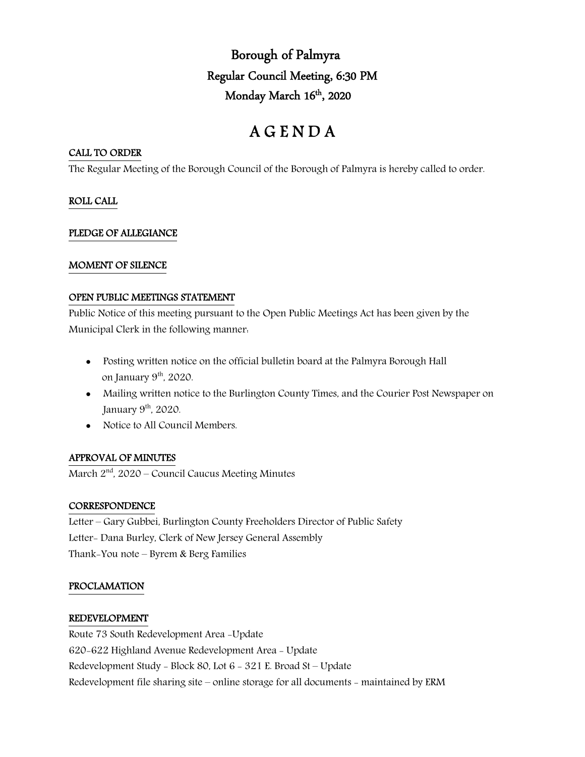# Borough of Palmyra

## Regular Council Meeting, 6:30 PM

## Monday March 16th, 2020

# A G E N D A

### CALL TO ORDER

The Regular Meeting of the Borough Council of the Borough of Palmyra is hereby called to order.

### ROLL CALL

### PLEDGE OF ALLEGIANCE

### MOMENT OF SILENCE

### OPEN PUBLIC MEETINGS STATEMENT

Public Notice of this meeting pursuant to the Open Public Meetings Act has been given by the Municipal Clerk in the following manner:

- Posting written notice on the official bulletin board at the Palmyra Borough Hall on January 9th, 2020.
- Mailing written notice to the Burlington County Times, and the Courier Post Newspaper on January 9th, 2020.
- Notice to All Council Members.

### APPROVAL OF MINUTES

March 2nd, 2020 – Council Caucus Meeting Minutes

### CORRESPONDENCE

Letter – Gary Gubbei, Burlington County Freeholders Director of Public Safety
Letter- Dana Burley, Clerk of New Jersey General Assembly
Thank-You note – Byrem & Berg Families

### PROCLAMATION

### REDEVELOPMENT

Route 73 South Redevelopment Area -Update
620-622 Highland Avenue Redevelopment Area - Update
Redevelopment Study - Block 80, Lot 6 - 321 E. Broad St – Update
Redevelopment file sharing site – online storage for all documents - maintained by ERM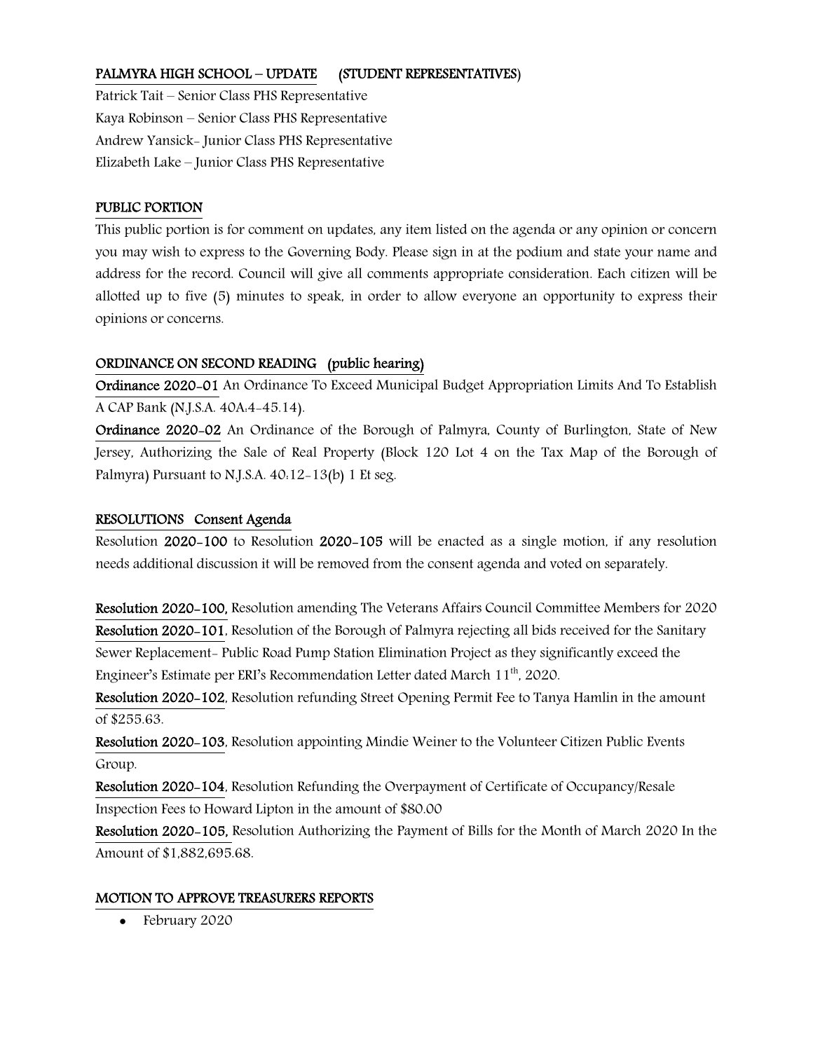## PALMYRA HIGH SCHOOL – UPDATE (STUDENT REPRESENTATIVES)

Patrick Tait – Senior Class PHS Representative
Kaya Robinson – Senior Class PHS Representative
Andrew Yansick- Junior Class PHS Representative
Elizabeth Lake – Junior Class PHS Representative

## PUBLIC PORTION

This public portion is for comment on updates, any item listed on the agenda or any opinion or concern you may wish to express to the Governing Body. Please sign in at the podium and state your name and address for the record. Council will give all comments appropriate consideration. Each citizen will be allotted up to five (5) minutes to speak, in order to allow everyone an opportunity to express their opinions or concerns.

## ORDINANCE ON SECOND READING (public hearing)

**Ordinance 2020-01** An Ordinance To Exceed Municipal Budget Appropriation Limits And To Establish A CAP Bank (N.J.S.A. 40A:4-45.14).

**Ordinance 2020-02** An Ordinance of the Borough of Palmyra, County of Burlington, State of New Jersey, Authorizing the Sale of Real Property (Block 120 Lot 4 on the Tax Map of the Borough of Palmyra) Pursuant to N.J.S.A. 40:12-13(b) 1 Et seg.

## RESOLUTIONS Consent Agenda

Resolution **2020-100** to Resolution **2020-105** will be enacted as a single motion, if any resolution needs additional discussion it will be removed from the consent agenda and voted on separately.

**Resolution 2020-100,** Resolution amending The Veterans Affairs Council Committee Members for 2020

**Resolution 2020-101**, Resolution of the Borough of Palmyra rejecting all bids received for the Sanitary Sewer Replacement- Public Road Pump Station Elimination Project as they significantly exceed the Engineer's Estimate per ERI's Recommendation Letter dated March 11th, 2020.

**Resolution 2020-102**, Resolution refunding Street Opening Permit Fee to Tanya Hamlin in the amount of $255.63.

**Resolution 2020-103**, Resolution appointing Mindie Weiner to the Volunteer Citizen Public Events Group.

**Resolution 2020-104**, Resolution Refunding the Overpayment of Certificate of Occupancy/Resale Inspection Fees to Howard Lipton in the amount of $80.00

**Resolution 2020-105,** Resolution Authorizing the Payment of Bills for the Month of March 2020 In the Amount of $1,882,695.68.

## MOTION TO APPROVE TREASURERS REPORTS

- February 2020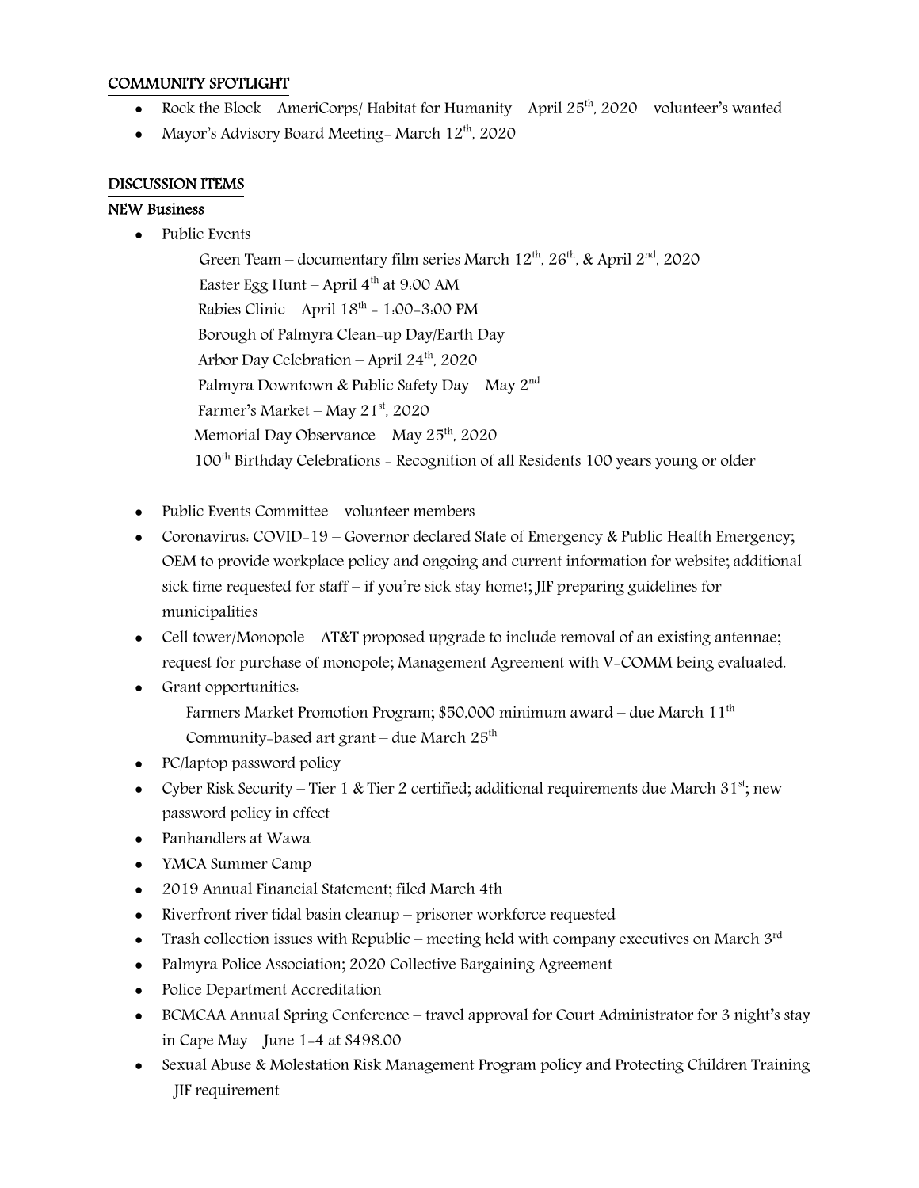## COMMUNITY SPOTLIGHT

- Rock the Block – AmeriCorps/ Habitat for Humanity – April 25th, 2020 – volunteer's wanted
- Mayor's Advisory Board Meeting- March 12th, 2020

## DISCUSSION ITEMS

### NEW Business

- Public Events
  - Green Team – documentary film series March 12th, 26th, & April 2nd, 2020
  - Easter Egg Hunt – April 4th at 9:00 AM
  - Rabies Clinic – April 18th - 1:00-3:00 PM
  - Borough of Palmyra Clean-up Day/Earth Day
  - Arbor Day Celebration – April 24th, 2020
  - Palmyra Downtown & Public Safety Day – May 2nd
  - Farmer's Market – May 21st, 2020
  - Memorial Day Observance – May 25th, 2020
  - 100th Birthday Celebrations - Recognition of all Residents 100 years young or older
- Public Events Committee – volunteer members
- Coronavirus: COVID-19 – Governor declared State of Emergency & Public Health Emergency; OEM to provide workplace policy and ongoing and current information for website; additional sick time requested for staff – if you're sick stay home!; JIF preparing guidelines for municipalities
- Cell tower/Monopole – AT&T proposed upgrade to include removal of an existing antennae; request for purchase of monopole; Management Agreement with V-COMM being evaluated.
- Grant opportunities:
  - Farmers Market Promotion Program; $50,000 minimum award – due March 11th
  - Community-based art grant – due March 25th
- PC/laptop password policy
- Cyber Risk Security – Tier 1 & Tier 2 certified; additional requirements due March 31st; new password policy in effect
- Panhandlers at Wawa
- YMCA Summer Camp
- 2019 Annual Financial Statement; filed March 4th
- Riverfront river tidal basin cleanup – prisoner workforce requested
- Trash collection issues with Republic – meeting held with company executives on March 3rd
- Palmyra Police Association; 2020 Collective Bargaining Agreement
- Police Department Accreditation
- BCMCAA Annual Spring Conference – travel approval for Court Administrator for 3 night's stay in Cape May – June 1-4 at $498.00
- Sexual Abuse & Molestation Risk Management Program policy and Protecting Children Training – JIF requirement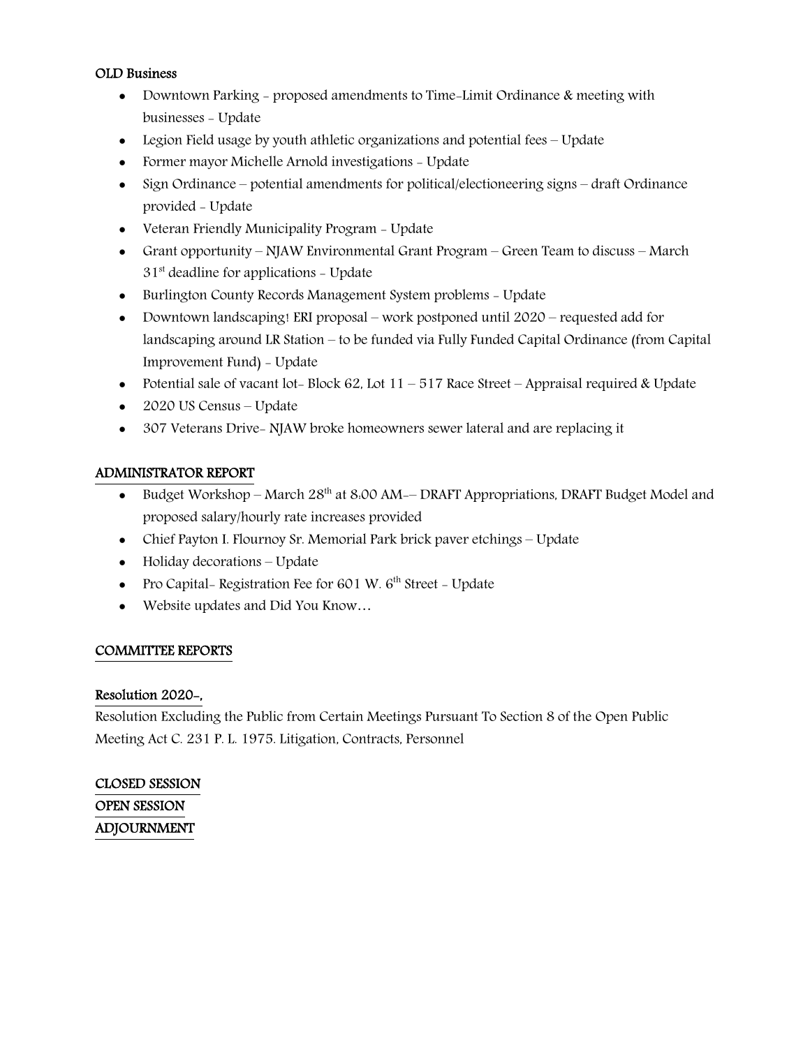**OLD Business**

- Downtown Parking - proposed amendments to Time-Limit Ordinance & meeting with businesses - Update
- Legion Field usage by youth athletic organizations and potential fees – Update
- Former mayor Michelle Arnold investigations - Update
- Sign Ordinance – potential amendments for political/electioneering signs – draft Ordinance provided - Update
- Veteran Friendly Municipality Program - Update
- Grant opportunity – NJAW Environmental Grant Program – Green Team to discuss – March 31st deadline for applications - Update
- Burlington County Records Management System problems - Update
- Downtown landscaping! ERI proposal – work postponed until 2020 – requested add for landscaping around LR Station – to be funded via Fully Funded Capital Ordinance (from Capital Improvement Fund) - Update
- Potential sale of vacant lot- Block 62, Lot 11 – 517 Race Street – Appraisal required & Update
- 2020 US Census – Update
- 307 Veterans Drive- NJAW broke homeowners sewer lateral and are replacing it

## ADMINISTRATOR REPORT

- Budget Workshop – March 28th at 8:00 AM–– DRAFT Appropriations, DRAFT Budget Model and proposed salary/hourly rate increases provided
- Chief Payton I. Flournoy Sr. Memorial Park brick paver etchings – Update
- Holiday decorations – Update
- Pro Capital- Registration Fee for 601 W. 6th Street - Update
- Website updates and Did You Know…

## COMMITTEE REPORTS

## Resolution 2020-,

Resolution Excluding the Public from Certain Meetings Pursuant To Section 8 of the Open Public Meeting Act C. 231 P. L. 1975. Litigation, Contracts, Personnel

## CLOSED SESSION

## OPEN SESSION

## ADJOURNMENT